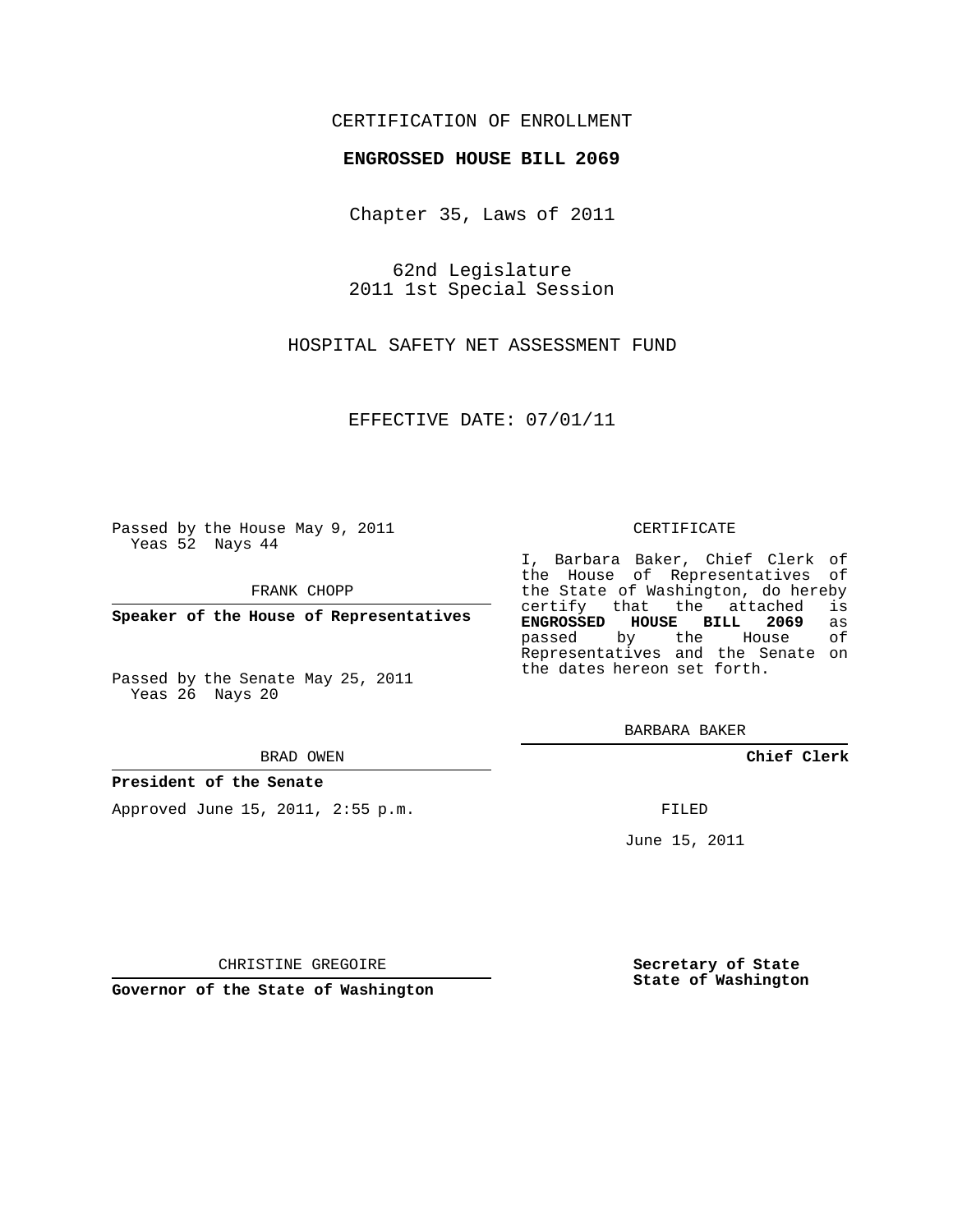CERTIFICATION OF ENROLLMENT

**ENGROSSED HOUSE BILL 2069**

Chapter 35, Laws of 2011

62nd Legislature
2011 1st Special Session

HOSPITAL SAFETY NET ASSESSMENT FUND

EFFECTIVE DATE: 07/01/11

Passed by the House May 9, 2011
Yeas 52 Nays 44

FRANK CHOPP

**Speaker of the House of Representatives**

Passed by the Senate May 25, 2011
Yeas 26 Nays 20

BRAD OWEN

**President of the Senate**

Approved June 15, 2011, 2:55 p.m.

CHRISTINE GREGOIRE

**Governor of the State of Washington**

CERTIFICATE

I, Barbara Baker, Chief Clerk of the House of Representatives of the State of Washington, do hereby certify that the attached is **ENGROSSED HOUSE BILL 2069** as passed by the House of Representatives and the Senate on the dates hereon set forth.

BARBARA BAKER

**Chief Clerk**

FILED

June 15, 2011

**Secretary of State**
**State of Washington**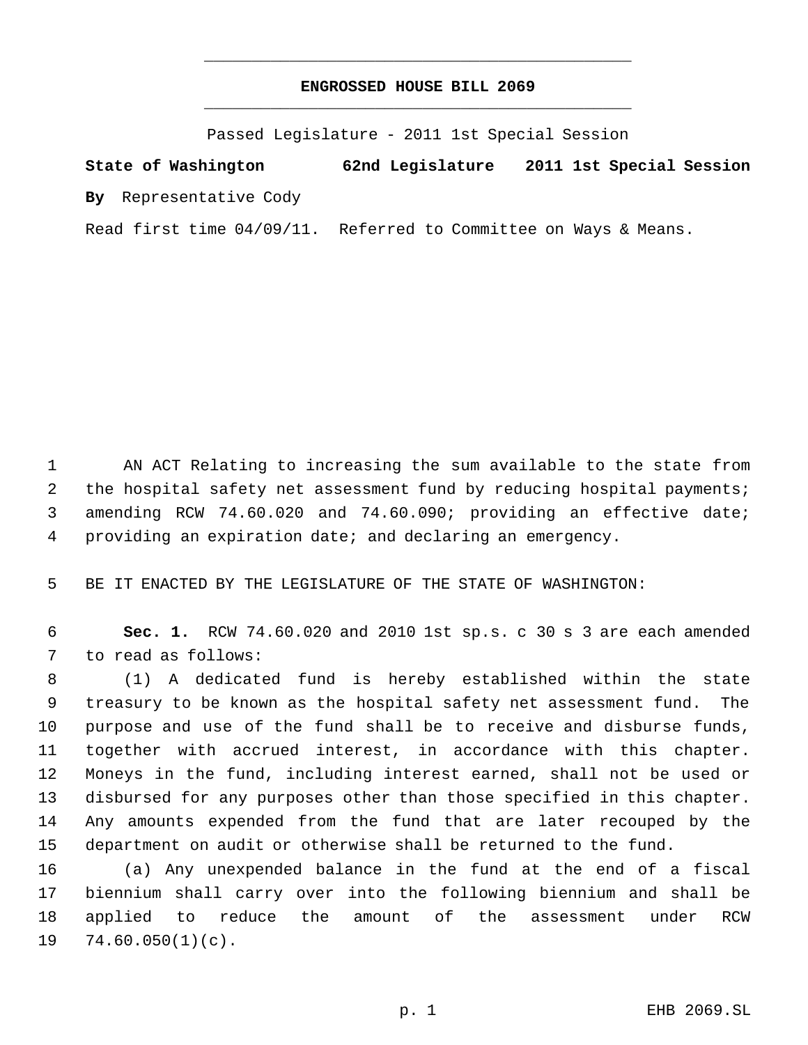**ENGROSSED HOUSE BILL 2069**

Passed Legislature - 2011 1st Special Session

**State of Washington 62nd Legislature 2011 1st Special Session**

**By** Representative Cody

Read first time 04/09/11. Referred to Committee on Ways & Means.

AN ACT Relating to increasing the sum available to the state from the hospital safety net assessment fund by reducing hospital payments; amending RCW 74.60.020 and 74.60.090; providing an effective date; providing an expiration date; and declaring an emergency.

BE IT ENACTED BY THE LEGISLATURE OF THE STATE OF WASHINGTON:

**Sec. 1.** RCW 74.60.020 and 2010 1st sp.s. c 30 s 3 are each amended to read as follows:

(1) A dedicated fund is hereby established within the state treasury to be known as the hospital safety net assessment fund. The purpose and use of the fund shall be to receive and disburse funds, together with accrued interest, in accordance with this chapter. Moneys in the fund, including interest earned, shall not be used or disbursed for any purposes other than those specified in this chapter. Any amounts expended from the fund that are later recouped by the department on audit or otherwise shall be returned to the fund.

(a) Any unexpended balance in the fund at the end of a fiscal biennium shall carry over into the following biennium and shall be applied to reduce the amount of the assessment under RCW 74.60.050(1)(c).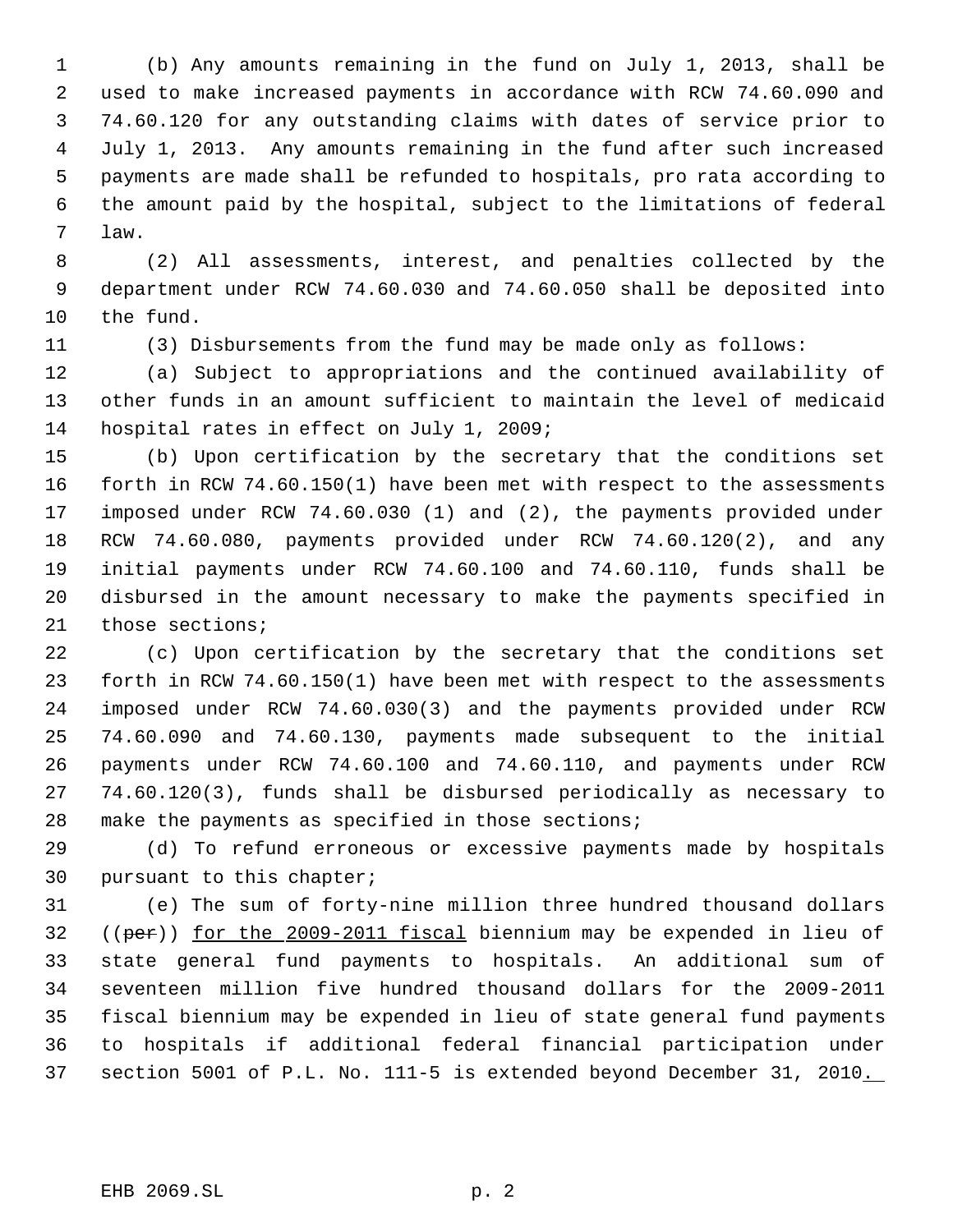(b) Any amounts remaining in the fund on July 1, 2013, shall be used to make increased payments in accordance with RCW 74.60.090 and 74.60.120 for any outstanding claims with dates of service prior to July 1, 2013. Any amounts remaining in the fund after such increased payments are made shall be refunded to hospitals, pro rata according to the amount paid by the hospital, subject to the limitations of federal law.

(2) All assessments, interest, and penalties collected by the department under RCW 74.60.030 and 74.60.050 shall be deposited into the fund.

(3) Disbursements from the fund may be made only as follows:

(a) Subject to appropriations and the continued availability of other funds in an amount sufficient to maintain the level of medicaid hospital rates in effect on July 1, 2009;

(b) Upon certification by the secretary that the conditions set forth in RCW 74.60.150(1) have been met with respect to the assessments imposed under RCW 74.60.030 (1) and (2), the payments provided under RCW 74.60.080, payments provided under RCW 74.60.120(2), and any initial payments under RCW 74.60.100 and 74.60.110, funds shall be disbursed in the amount necessary to make the payments specified in those sections;

(c) Upon certification by the secretary that the conditions set forth in RCW 74.60.150(1) have been met with respect to the assessments imposed under RCW 74.60.030(3) and the payments provided under RCW 74.60.090 and 74.60.130, payments made subsequent to the initial payments under RCW 74.60.100 and 74.60.110, and payments under RCW 74.60.120(3), funds shall be disbursed periodically as necessary to make the payments as specified in those sections;

(d) To refund erroneous or excessive payments made by hospitals pursuant to this chapter;

(e) The sum of forty-nine million three hundred thousand dollars ((~~per~~)) <u>for the 2009-2011 fiscal</u> biennium may be expended in lieu of state general fund payments to hospitals. An additional sum of seventeen million five hundred thousand dollars for the 2009-2011 fiscal biennium may be expended in lieu of state general fund payments to hospitals if additional federal financial participation under section 5001 of P.L. No. 111-5 is extended beyond December 31, 2010<u>.</u>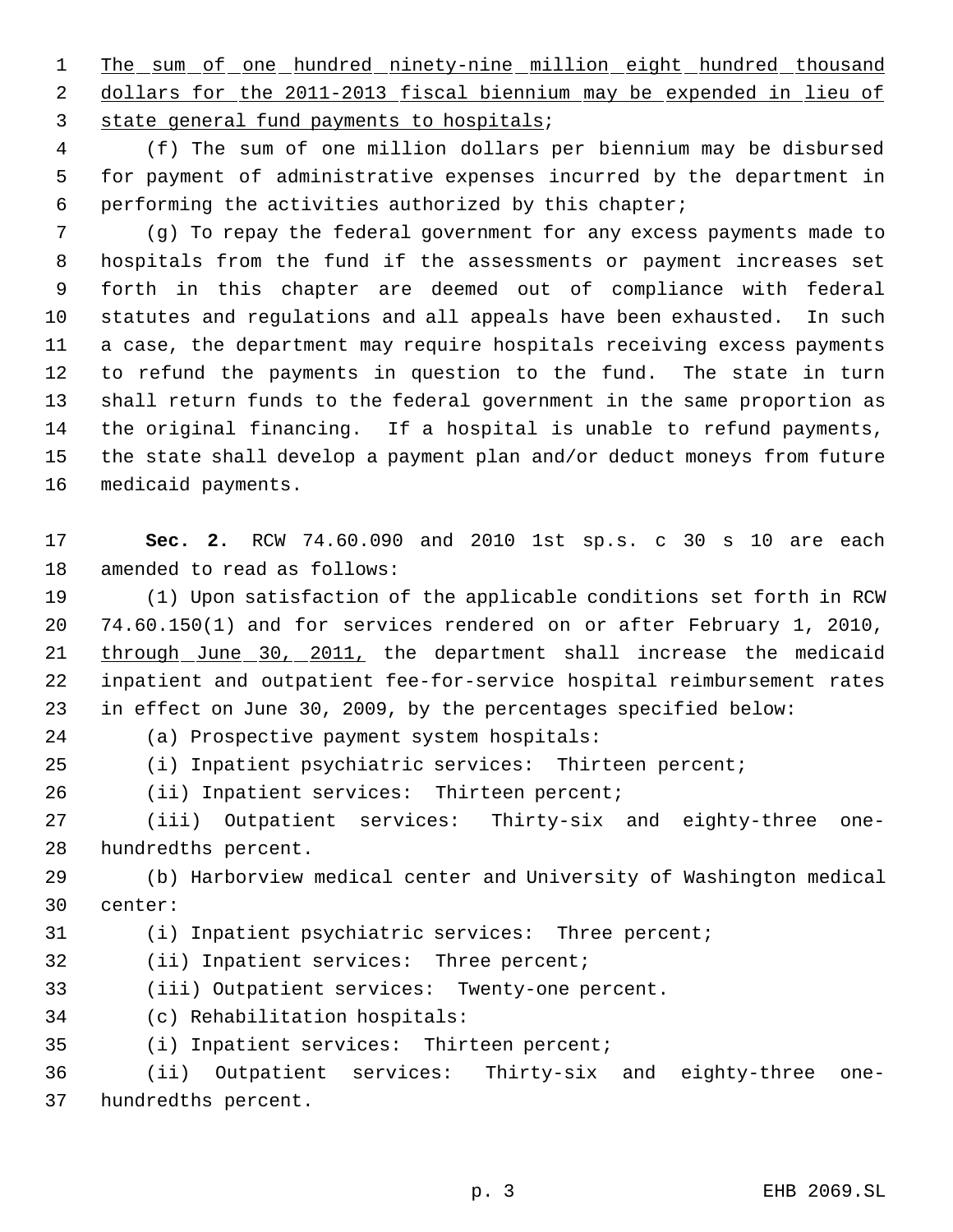The sum of one hundred ninety-nine million eight hundred thousand dollars for the 2011-2013 fiscal biennium may be expended in lieu of state general fund payments to hospitals;

(f) The sum of one million dollars per biennium may be disbursed for payment of administrative expenses incurred by the department in performing the activities authorized by this chapter;

(g) To repay the federal government for any excess payments made to hospitals from the fund if the assessments or payment increases set forth in this chapter are deemed out of compliance with federal statutes and regulations and all appeals have been exhausted. In such a case, the department may require hospitals receiving excess payments to refund the payments in question to the fund. The state in turn shall return funds to the federal government in the same proportion as the original financing. If a hospital is unable to refund payments, the state shall develop a payment plan and/or deduct moneys from future medicaid payments.

**Sec. 2.** RCW 74.60.090 and 2010 1st sp.s. c 30 s 10 are each amended to read as follows:

(1) Upon satisfaction of the applicable conditions set forth in RCW 74.60.150(1) and for services rendered on or after February 1, 2010, through June 30, 2011, the department shall increase the medicaid inpatient and outpatient fee-for-service hospital reimbursement rates in effect on June 30, 2009, by the percentages specified below:

(a) Prospective payment system hospitals:

(i) Inpatient psychiatric services: Thirteen percent;

(ii) Inpatient services: Thirteen percent;

(iii) Outpatient services: Thirty-six and eighty-three one-hundredths percent.

(b) Harborview medical center and University of Washington medical center:

(i) Inpatient psychiatric services: Three percent;

(ii) Inpatient services: Three percent;

(iii) Outpatient services: Twenty-one percent.

(c) Rehabilitation hospitals:

(i) Inpatient services: Thirteen percent;

(ii) Outpatient services: Thirty-six and eighty-three one-hundredths percent.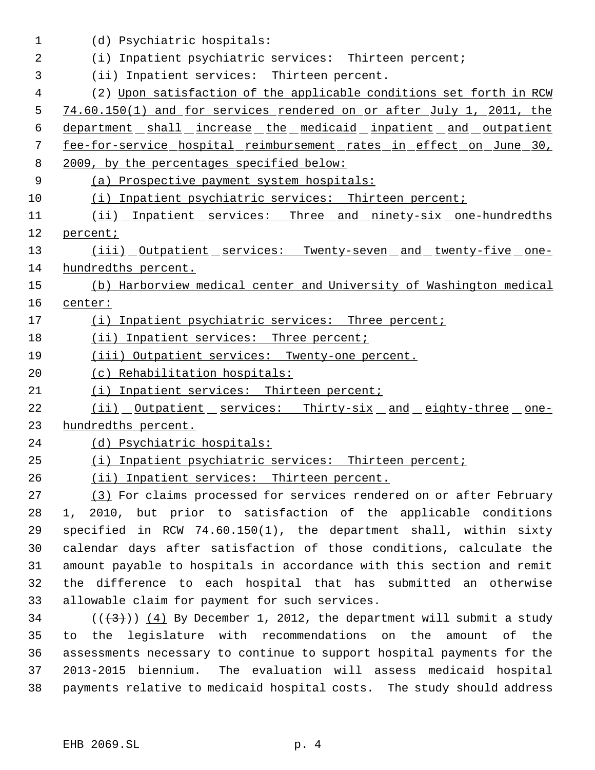(d) Psychiatric hospitals:

(i) Inpatient psychiatric services: Thirteen percent;

(ii) Inpatient services: Thirteen percent.

(2) Upon satisfaction of the applicable conditions set forth in RCW 74.60.150(1) and for services rendered on or after July 1, 2011, the department shall increase the medicaid inpatient and outpatient fee-for-service hospital reimbursement rates in effect on June 30, 2009, by the percentages specified below:

(a) Prospective payment system hospitals:

(i) Inpatient psychiatric services: Thirteen percent;

(ii) Inpatient services: Three and ninety-six one-hundredths percent;

(iii) Outpatient services: Twenty-seven and twenty-five one-hundredths percent.

(b) Harborview medical center and University of Washington medical center:

(i) Inpatient psychiatric services: Three percent;

(ii) Inpatient services: Three percent;

(iii) Outpatient services: Twenty-one percent.

(c) Rehabilitation hospitals:

(i) Inpatient services: Thirteen percent;

(ii) Outpatient services: Thirty-six and eighty-three one-hundredths percent.

(d) Psychiatric hospitals:

(i) Inpatient psychiatric services: Thirteen percent;

(ii) Inpatient services: Thirteen percent.

(3) For claims processed for services rendered on or after February 1, 2010, but prior to satisfaction of the applicable conditions specified in RCW 74.60.150(1), the department shall, within sixty calendar days after satisfaction of those conditions, calculate the amount payable to hospitals in accordance with this section and remit the difference to each hospital that has submitted an otherwise allowable claim for payment for such services.

~~((3))~~ (4) By December 1, 2012, the department will submit a study to the legislature with recommendations on the amount of the assessments necessary to continue to support hospital payments for the 2013-2015 biennium. The evaluation will assess medicaid hospital payments relative to medicaid hospital costs. The study should address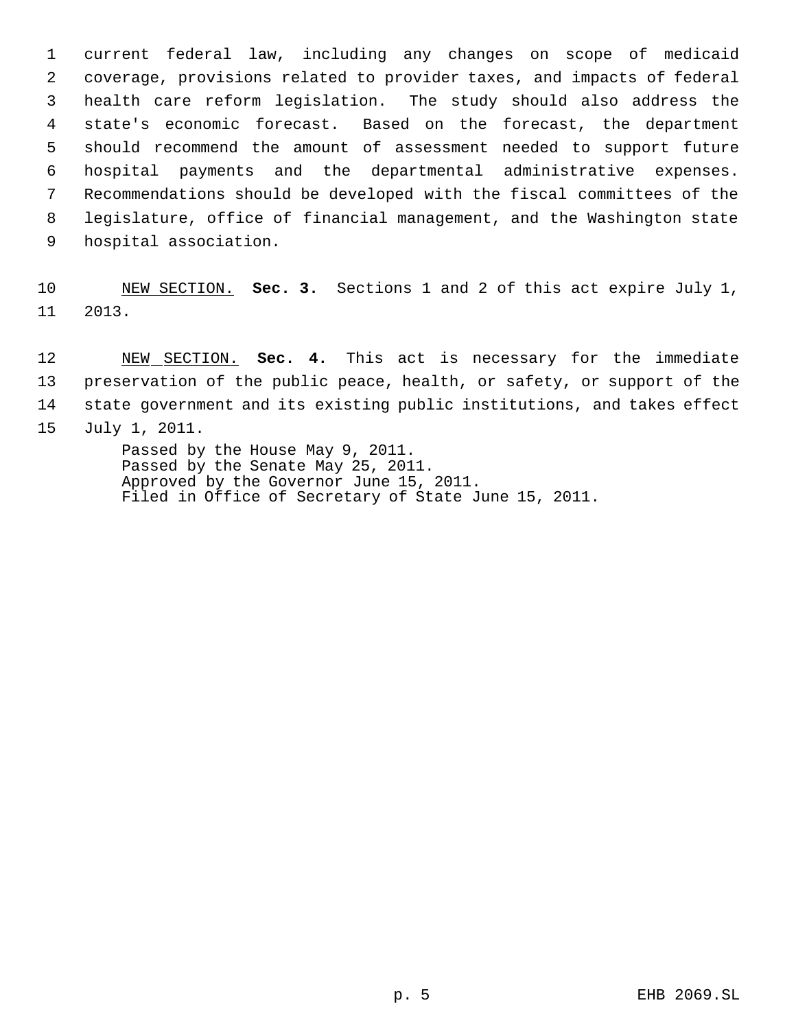current federal law, including any changes on scope of medicaid coverage, provisions related to provider taxes, and impacts of federal health care reform legislation. The study should also address the state's economic forecast. Based on the forecast, the department should recommend the amount of assessment needed to support future hospital payments and the departmental administrative expenses. Recommendations should be developed with the fiscal committees of the legislature, office of financial management, and the Washington state hospital association.

NEW SECTION. **Sec. 3.** Sections 1 and 2 of this act expire July 1, 2013.

NEW SECTION. **Sec. 4.** This act is necessary for the immediate preservation of the public peace, health, or safety, or support of the state government and its existing public institutions, and takes effect July 1, 2011.

Passed by the House May 9, 2011.
Passed by the Senate May 25, 2011.
Approved by the Governor June 15, 2011.
Filed in Office of Secretary of State June 15, 2011.